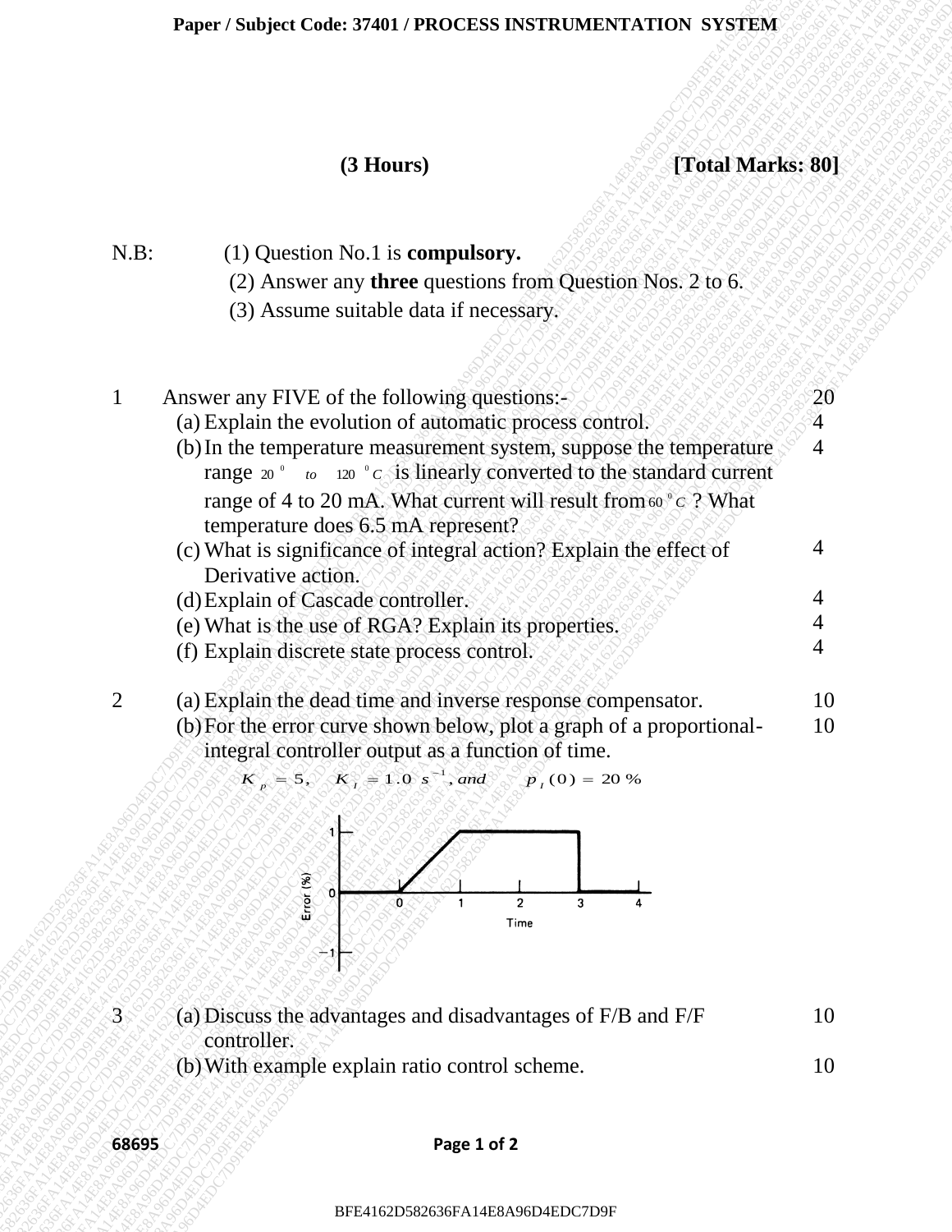**Paper / Subject Code: 37401 / PROCESS INSTRUMENTATION SYSTEM**

**(3 Hours)** **[Total Marks: 80]**

N.B: (1) Question No.1 is **compulsory.**
(2) Answer any **three** questions from Question Nos. 2 to 6.
(3) Assume suitable data if necessary.

| | | | |
|---|---|---|---|
| 1 | | Answer any FIVE of the following questions:- | 20 |
| | (a) | Explain the evolution of automatic process control. | 4 |
| | (b) | In the temperature measurement system, suppose the temperature range $20^0$ *to* $120\ ^0C$ is linearly converted to the standard current range of 4 to 20 mA. What current will result from $60\ ^0C$ ? What temperature does 6.5 mA represent? | 4 |
| | (c) | What is significance of integral action? Explain the effect of Derivative action. | 4 |
| | (d) | Explain of Cascade controller. | 4 |
| | (e) | What is the use of RGA? Explain its properties. | 4 |
| | (f) | Explain discrete state process control. | 4 |
| 2 | (a) | Explain the dead time and inverse response compensator. | 10 |
| | (b) | For the error curve shown below, plot a graph of a proportional-integral controller output as a function of time. $K_p = 5, \quad K_I = 1.0\ s^{-1}, and \quad p_I(0) = 20\ \%$ | 10 |

| | | | |
|---|---|---|---|
| 3 | (a) | Discuss the advantages and disadvantages of F/B and F/F controller. | 10 |
| | (b) | With example explain ratio control scheme. | 10 |

68695

BFE4162D582636FA14E8A96D4EDC7D9F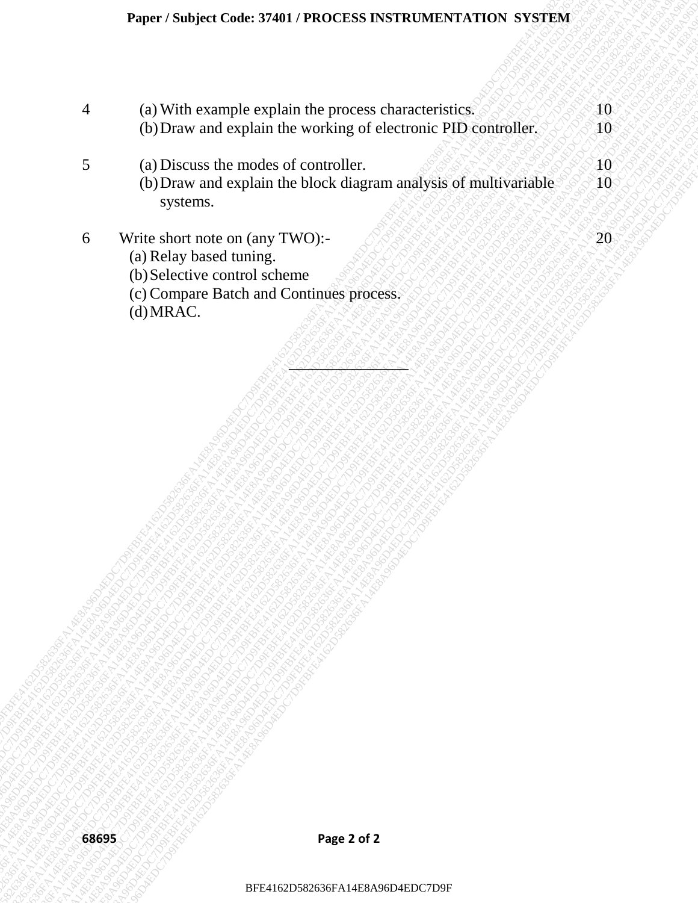4 (a) With example explain the process characteristics. 10

(b) Draw and explain the working of electronic PID controller. 10

5 (a) Discuss the modes of controller. 10

(b) Draw and explain the block diagram analysis of multivariable systems. 10

6 Write short note on (any TWO):- 20

(a) Relay based tuning.

(b) Selective control scheme

(c) Compare Batch and Continues process.

(d) MRAC.

---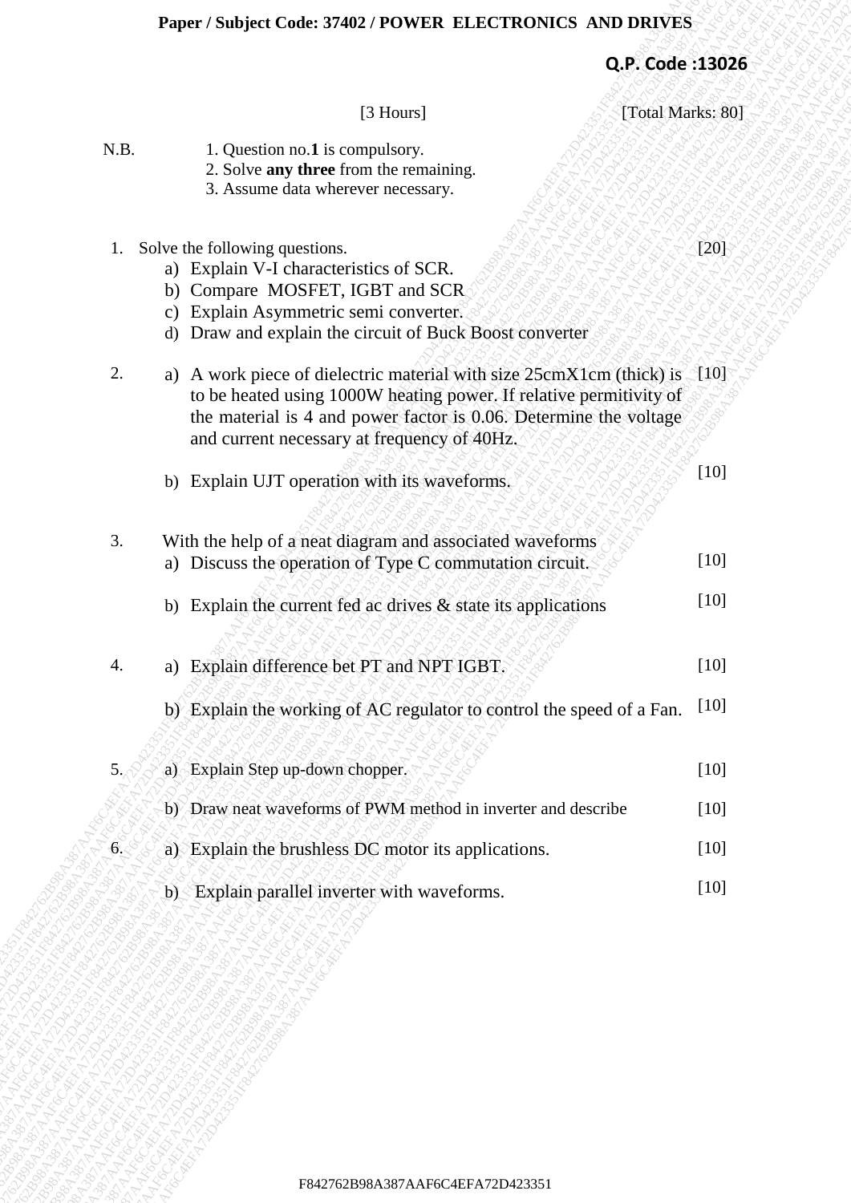# Paper / Subject Code: 37402 / POWER ELECTRONICS AND DRIVES

**Q.P. Code :13026**

[3 Hours] [Total Marks: 80]

N.B.
1. Question no.**1** is compulsory.
2. Solve **any three** from the remaining.
3. Assume data wherever necessary.

1. Solve the following questions. [20]
   a) Explain V-I characteristics of SCR.
   b) Compare MOSFET, IGBT and SCR
   c) Explain Asymmetric semi converter.
   d) Draw and explain the circuit of Buck Boost converter

2. a) A work piece of dielectric material with size 25cmX1cm (thick) is to be heated using 1000W heating power. If relative permitivity of the material is 4 and power factor is 0.06. Determine the voltage and current necessary at frequency of 40Hz. [10]

   b) Explain UJT operation with its waveforms. [10]

3. With the help of a neat diagram and associated waveforms
   a) Discuss the operation of Type C commutation circuit. [10]

   b) Explain the current fed ac drives & state its applications [10]

4. a) Explain difference bet PT and NPT IGBT. [10]

   b) Explain the working of AC regulator to control the speed of a Fan. [10]

5. a) Explain Step up-down chopper. [10]

   b) Draw neat waveforms of PWM method in inverter and describe [10]

6. a) Explain the brushless DC motor its applications. [10]

   b) Explain parallel inverter with waveforms. [10]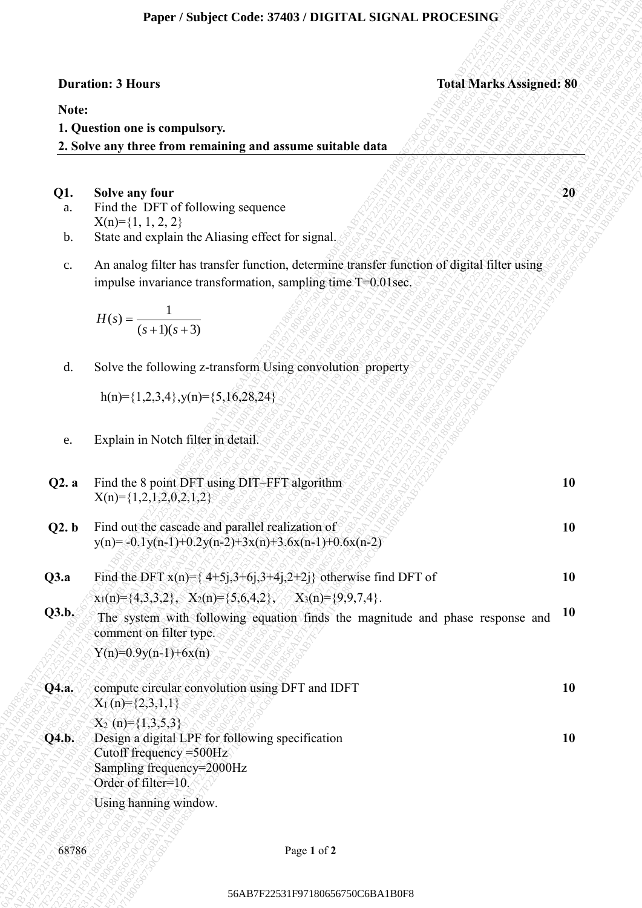# Paper / Subject Code: 37403 / DIGITAL SIGNAL PROCESING

**Duration: 3 Hours** **Total Marks Assigned: 80**

**Note:**

**1. Question one is compulsory.**

**2. Solve any three from remaining and assume suitable data**

**Q1. Solve any four** **20**

a. Find the DFT of following sequence
$X(n)=\{1, 1, 2, 2\}$

b. State and explain the Aliasing effect for signal.

c. An analog filter has transfer function, determine transfer function of digital filter using impulse invariance transformation, sampling time T=0.01sec.

$$H(s) = \frac{1}{(s+1)(s+3)}$$

d. Solve the following z-transform Using convolution property

$h(n)=\{1,2,3,4\}, y(n)=\{5,16,28,24\}$

e. Explain in Notch filter in detail.

**Q2. a** Find the 8 point DFT using DIT–FFT algorithm **10**
$X(n)=\{1,2,1,2,0,2,1,2\}$

**Q2. b** Find out the cascade and parallel realization of **10**
$y(n)= -0.1y(n-1)+0.2y(n-2)+3x(n)+3.6x(n-1)+0.6x(n-2)$

**Q3.a** Find the DFT $x(n)=\{ 4+5j, 3+6j, 3+4j, 2+2j\}$ otherwise find DFT of **10**
$x_1(n)=\{4,3,3,2\}$, $X_2(n)=\{5,6,4,2\}$, $X_3(n)=\{9,9,7,4\}$.

**Q3.b.** The system with following equation finds the magnitude and phase response and comment on filter type. **10**
$Y(n)=0.9y(n-1)+6x(n)$

**Q4.a.** compute circular convolution using DFT and IDFT **10**
$X_1(n)=\{2,3,1,1\}$
$X_2(n)=\{1,3,5,3\}$

**Q4.b.** Design a digital LPF for following specification **10**
Cutoff frequency =500Hz
Sampling frequency=2000Hz
Order of filter=10.
Using hanning window.

68786

56AB7F22531F97180656750C6BA1B0F8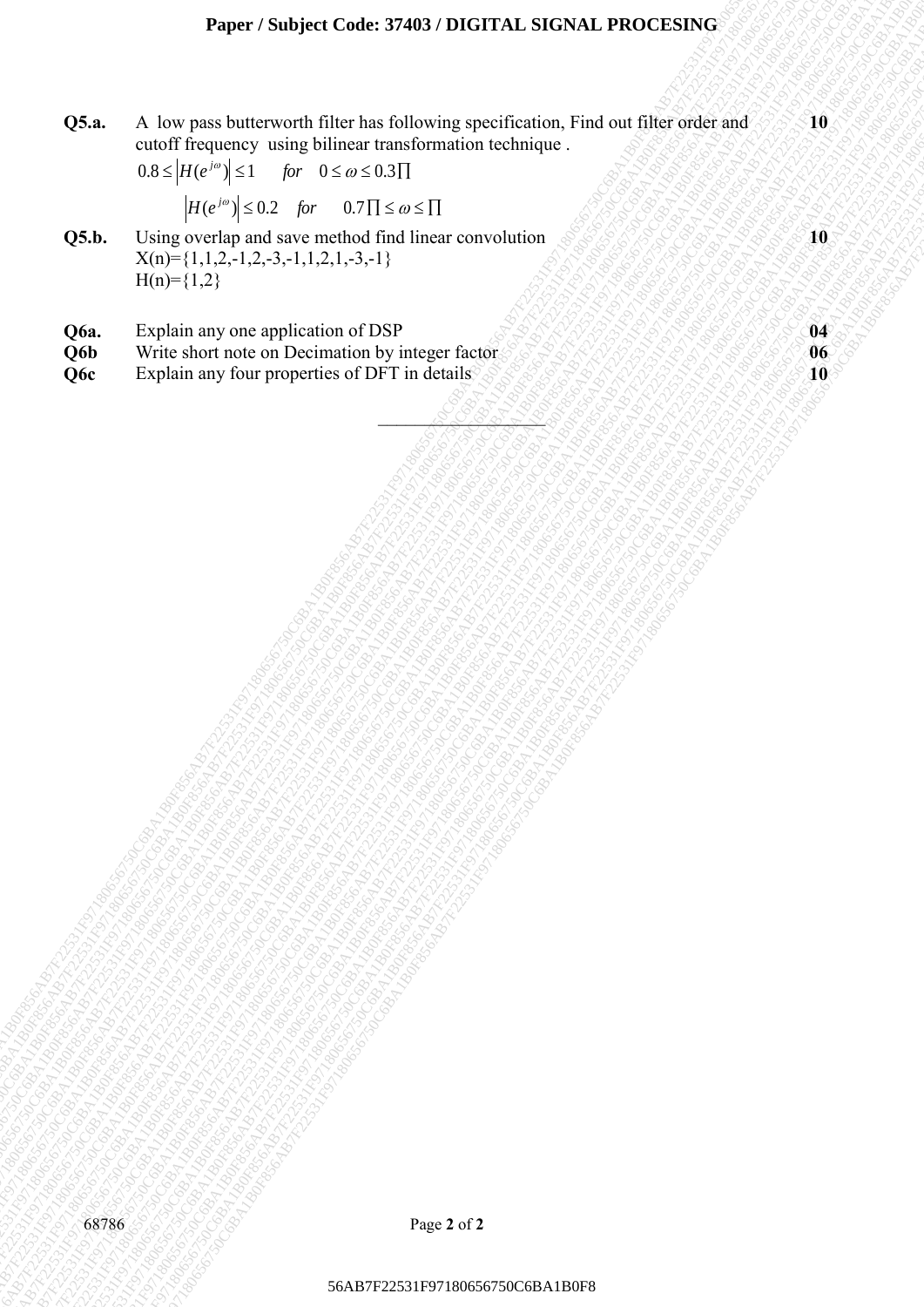| | | |
|---|---|---|
| **Q5.a.** | A low pass butterworth filter has following specification, Find out filter order and cutoff frequency using bilinear transformation technique .<br>$0.8 \le \left\|H(e^{j\omega})\right\| \le 1 \quad for \quad 0 \le \omega \le 0.3\Pi$<br>$\left\|H(e^{j\omega})\right\| \le 0.2 \quad for \quad 0.7\Pi \le \omega \le \Pi$ | **10** |
| **Q5.b.** | Using overlap and save method find linear convolution<br>X(n)={1,1,2,-1,2,-3,-1,1,2,1,-3,-1}<br>H(n)={1,2} | **10** |
| **Q6a.** | Explain any one application of DSP | **04** |
| **Q6b** | Write short note on Decimation by integer factor | **06** |
| **Q6c** | Explain any four properties of DFT in details | **10** |

\_\_\_\_\_\_\_\_\_\_\_\_\_\_\_\_\_\_\_\_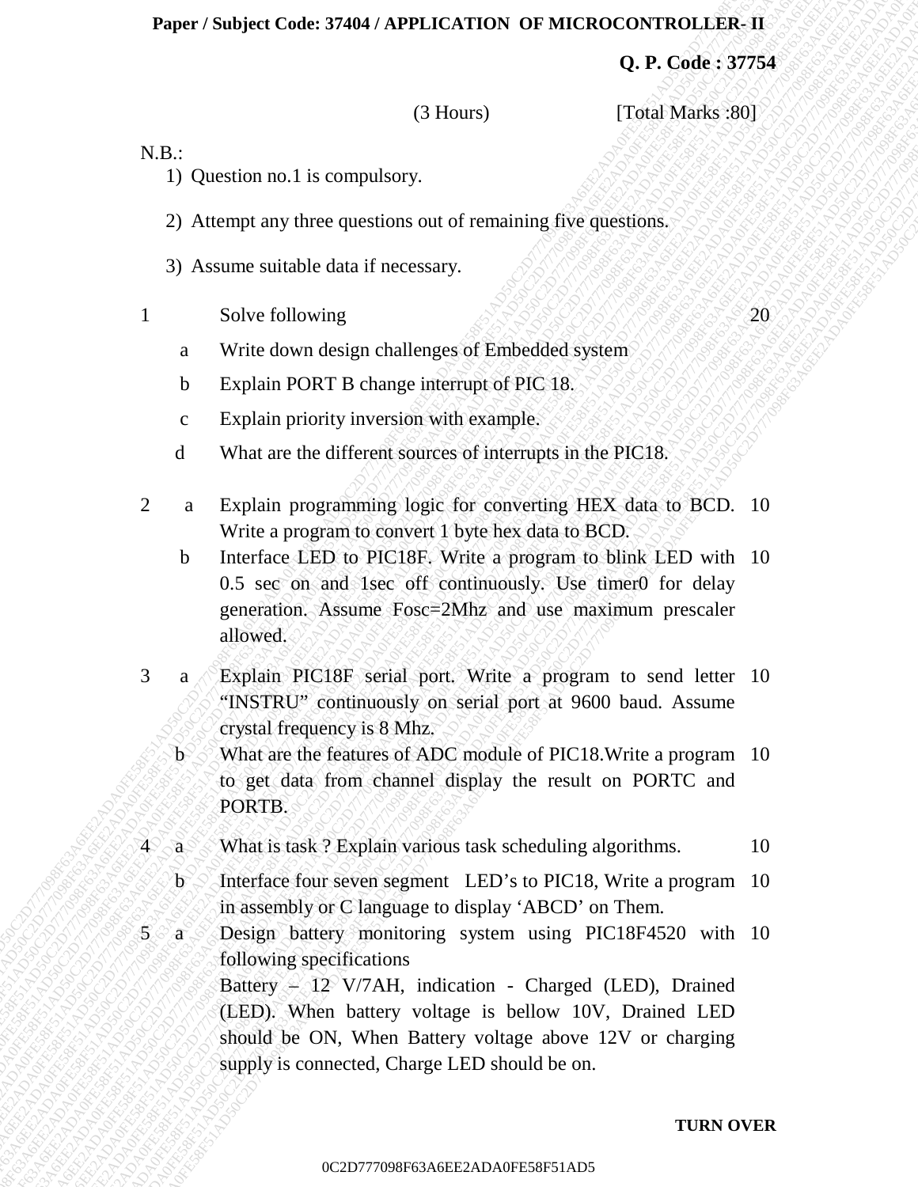**Paper / Subject Code: 37404 / APPLICATION OF MICROCONTROLLER- II**

**Q. P. Code : 37754**

(3 Hours) [Total Marks :80]

N.B.:

1) Question no.1 is compulsory.
2) Attempt any three questions out of remaining five questions.
3) Assume suitable data if necessary.

| | | | |
|---|---|---|---|
| 1 | | Solve following | 20 |
| | a | Write down design challenges of Embedded system | |
| | b | Explain PORT B change interrupt of PIC 18. | |
| | c | Explain priority inversion with example. | |
| | d | What are the different sources of interrupts in the PIC18. | |
| 2 | a | Explain programming logic for converting HEX data to BCD. Write a program to convert 1 byte hex data to BCD. | 10 |
| | b | Interface LED to PIC18F. Write a program to blink LED with 0.5 sec on and 1sec off continuously. Use timer0 for delay generation. Assume Fosc=2Mhz and use maximum prescaler allowed. | 10 |
| 3 | a | Explain PIC18F serial port. Write a program to send letter "INSTRU" continuously on serial port at 9600 baud. Assume crystal frequency is 8 Mhz. | 10 |
| | b | What are the features of ADC module of PIC18.Write a program to get data from channel display the result on PORTC and PORTB. | 10 |
| 4 | a | What is task ? Explain various task scheduling algorithms. | 10 |
| | b | Interface four seven segment LED's to PIC18, Write a program in assembly or C language to display 'ABCD' on Them. | 10 |
| 5 | a | Design battery monitoring system using PIC18F4520 with following specifications<br>Battery – 12 V/7AH, indication - Charged (LED), Drained (LED). When battery voltage is bellow 10V, Drained LED should be ON, When Battery voltage above 12V or charging supply is connected, Charge LED should be on. | 10 |

**TURN OVER**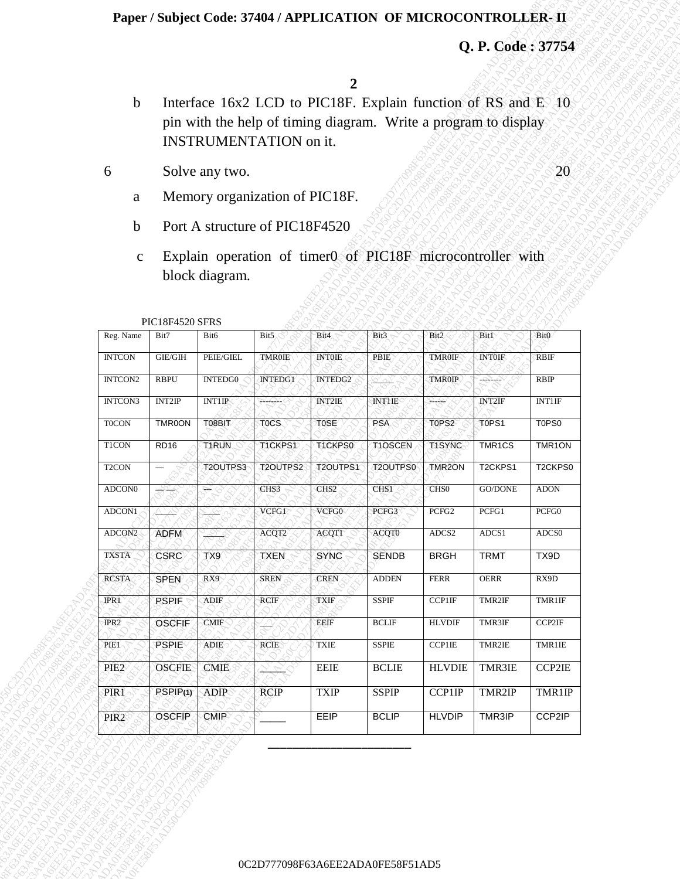b Interface 16x2 LCD to PIC18F. Explain function of RS and E pin with the help of timing diagram. Write a program to display INSTRUMENTATION on it. 10

6 Solve any two. 20

a Memory organization of PIC18F.

b Port A structure of PIC18F4520

c Explain operation of timer0 of PIC18F microcontroller with block diagram.

PIC18F4520 SFRS

| Reg. Name | Bit7 | Bit6 | Bit5 | Bit4 | Bit3 | Bit2 | Bit1 | Bit0 |
|---|---|---|---|---|---|---|---|---|
| INTCON | GIE/GIH | PEIE/GIEL | TMR0IE | INT0IE | PBIE | TMR0IF | INT0IF | RBIF |
| INTCON2 | RBPU | INTEDG0 | INTEDG1 | INTEDG2 | _____ | TMR0IP | -------- | RBIP |
| INTCON3 | INT2IP | INT1IP | -------- | INT2IE | INT1IE | ------ | INT2IF | INT1IF |
| T0CON | TMR0ON | T08BIT | T0CS | T0SE | PSA | T0PS2 | T0PS1 | T0PS0 |
| T1CON | RD16 | T1RUN | T1CKPS1 | T1CKPS0 | T1OSCEN | T1SYNC | TMR1CS | TMR1ON |
| T2CON | — | T2OUTPS3 | T2OUTPS2 | T2OUTPS1 | T2OUTPS0 | TMR2ON | T2CKPS1 | T2CKPS0 |
| ADCON0 | — — | --- | CHS3 | CHS2 | CHS1 | CHS0 | GO/DONE | ADON |
| ADCON1 | _____ | ____ | VCFG1 | VCFG0 | PCFG3 | PCFG2 | PCFG1 | PCFG0 |
| ADCON2 | ADFM | ____ | ACQT2 | ACQT1 | ACQT0 | ADCS2 | ADCS1 | ADCS0 |
| TXSTA | CSRC | TX9 | TXEN | SYNC | SENDB | BRGH | TRMT | TX9D |
| RCSTA | SPEN | RX9 | SREN | CREN | ADDEN | FERR | OERR | RX9D |
| IPR1 | PSPIF | ADIF | RCIF | TXIF | SSPIF | CCP1IF | TMR2IF | TMR1IF |
| IPR2 | OSCFIF | CMIF | ___ | EEIF | BCLIF | HLVDIF | TMR3IF | CCP2IF |
| PIE1 | PSPIE | ADIE | RCIE | TXIE | SSPIE | CCP1IE | TMR2IE | TMR1IE |
| PIE2 | OSCFIE | CMIE | _____ | EEIE | BCLIE | HLVDIE | TMR3IE | CCP2IE |
| PIR1 | PSPIP(1) | ADIP | RCIP | TXIP | SSPIP | CCP1IP | TMR2IP | TMR1IP |
| PIR2 | OSCFIP | CMIP | _____ | EEIP | BCLIP | HLVDIP | TMR3IP | CCP2IP |

______________________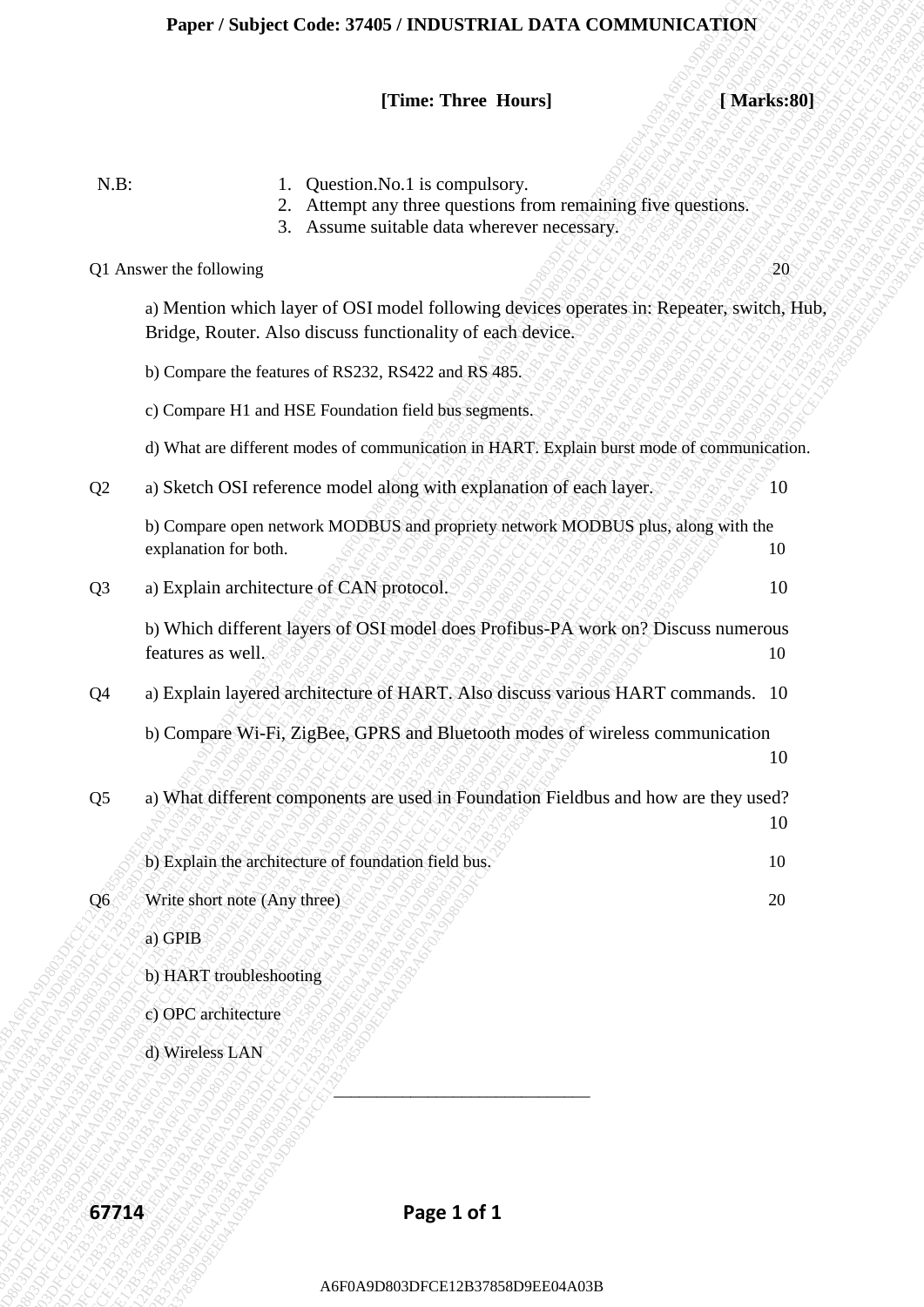# Paper / Subject Code: 37405 / INDUSTRIAL DATA COMMUNICATION

**[Time: Three Hours]** **[ Marks:80]**

N.B:
1. Question.No.1 is compulsory.
2. Attempt any three questions from remaining five questions.
3. Assume suitable data wherever necessary.

Q1 Answer the following 20

a) Mention which layer of OSI model following devices operates in: Repeater, switch, Hub, Bridge, Router. Also discuss functionality of each device.

b) Compare the features of RS232, RS422 and RS 485.

c) Compare H1 and HSE Foundation field bus segments.

d) What are different modes of communication in HART. Explain burst mode of communication.

Q2 a) Sketch OSI reference model along with explanation of each layer. 10

b) Compare open network MODBUS and propriety network MODBUS plus, along with the explanation for both. 10

Q3 a) Explain architecture of CAN protocol. 10

b) Which different layers of OSI model does Profibus-PA work on? Discuss numerous features as well. 10

Q4 a) Explain layered architecture of HART. Also discuss various HART commands. 10

b) Compare Wi-Fi, ZigBee, GPRS and Bluetooth modes of wireless communication 10

Q5 a) What different components are used in Foundation Fieldbus and how are they used? 10

b) Explain the architecture of foundation field bus. 10

Q6 Write short note (Any three) 20

a) GPIB

b) HART troubleshooting

c) OPC architecture

d) Wireless LAN

---

67714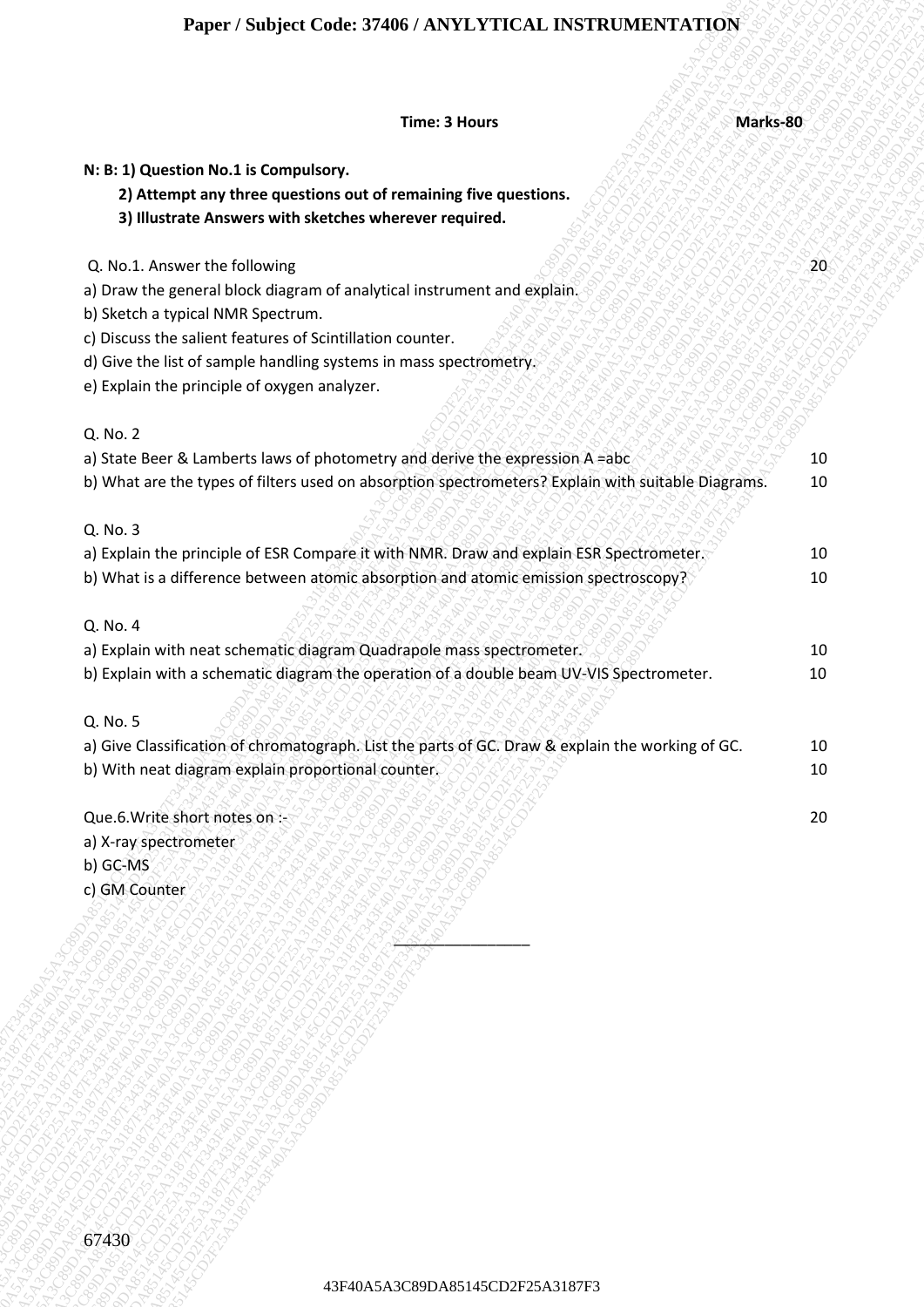# Paper / Subject Code: 37406 / ANYLYTICAL INSTRUMENTATION

**Time: 3 Hours** **Marks-80**

**N: B: 1) Question No.1 is Compulsory.**

**2) Attempt any three questions out of remaining five questions.**

**3) Illustrate Answers with sketches wherever required.**

Q. No.1. Answer the following 20

a) Draw the general block diagram of analytical instrument and explain.

b) Sketch a typical NMR Spectrum.

c) Discuss the salient features of Scintillation counter.

d) Give the list of sample handling systems in mass spectrometry.

e) Explain the principle of oxygen analyzer.

Q. No. 2

a) State Beer & Lamberts laws of photometry and derive the expression A =abc 10

b) What are the types of filters used on absorption spectrometers? Explain with suitable Diagrams. 10

Q. No. 3

a) Explain the principle of ESR Compare it with NMR. Draw and explain ESR Spectrometer. 10

b) What is a difference between atomic absorption and atomic emission spectroscopy? 10

Q. No. 4

a) Explain with neat schematic diagram Quadrapole mass spectrometer. 10

b) Explain with a schematic diagram the operation of a double beam UV-VIS Spectrometer. 10

Q. No. 5

a) Give Classification of chromatograph. List the parts of GC. Draw & explain the working of GC. 10

b) With neat diagram explain proportional counter. 10

Que.6.Write short notes on :- 20

a) X-ray spectrometer

b) GC-MS

c) GM Counter

_______________

67430